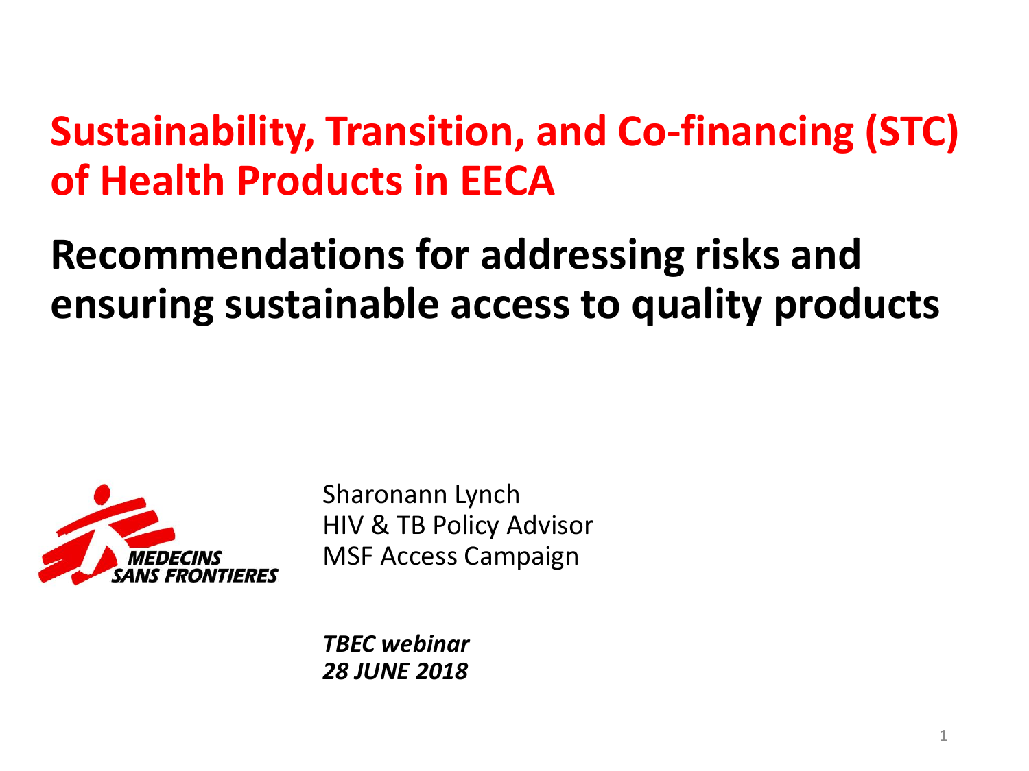# Sustainability, Transition, and Co-financing (STC) of Health Products in EECA

## Recommendations for addressing risks and ensuring sustainable access to quality products

MEDECINS SANS FRONTIERES

Sharonann Lynch
HIV & TB Policy Advisor
MSF Access Campaign

*TBEC webinar*
*28 JUNE 2018*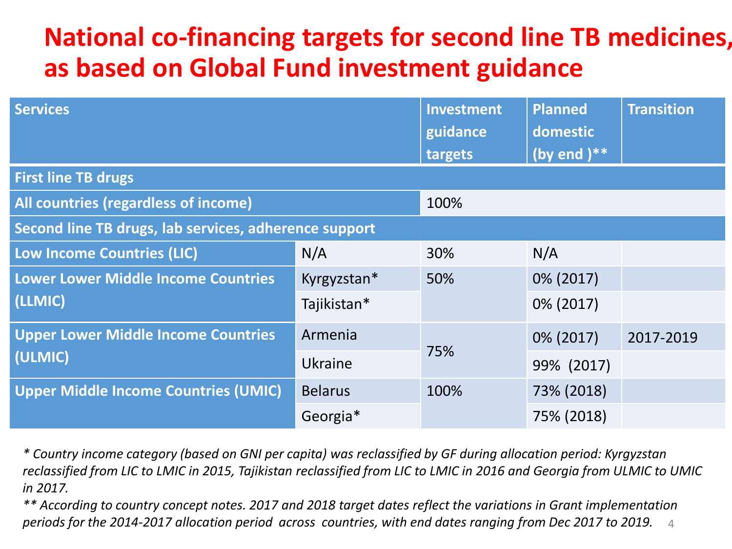# National co-financing targets for second line TB medicines, as based on Global Fund investment guidance

| Services | | Investment guidance targets | Planned domestic (by end )** | Transition |
|---|---|---|---|---|
| **First line TB drugs** | | | | |
| All countries (regardless of income) | | 100% | | |
| **Second line TB drugs, lab services, adherence support** | | | | |
| Low Income Countries (LIC) | N/A | 30% | N/A | |
| Lower Lower Middle Income Countries (LLMIC) | Kyrgyzstan* | 50% | 0% (2017) | |
| | Tajikistan* | | 0% (2017) | |
| Upper Lower Middle Income Countries (ULMIC) | Armenia | 75% | 0% (2017) | 2017-2019 |
| | Ukraine | | 99% (2017) | |
| Upper Middle Income Countries (UMIC) | Belarus | 100% | 73% (2018) | |
| | Georgia* | | 75% (2018) | |

*\* Country income category (based on GNI per capita) was reclassified by GF during allocation period: Kyrgyzstan reclassified from LIC to LMIC in 2015, Tajikistan reclassified from LIC to LMIC in 2016 and Georgia from ULMIC to UMIC in 2017.*

*\*\* According to country concept notes. 2017 and 2018 target dates reflect the variations in Grant implementation periods for the 2014-2017 allocation period across countries, with end dates ranging from Dec 2017 to 2019.*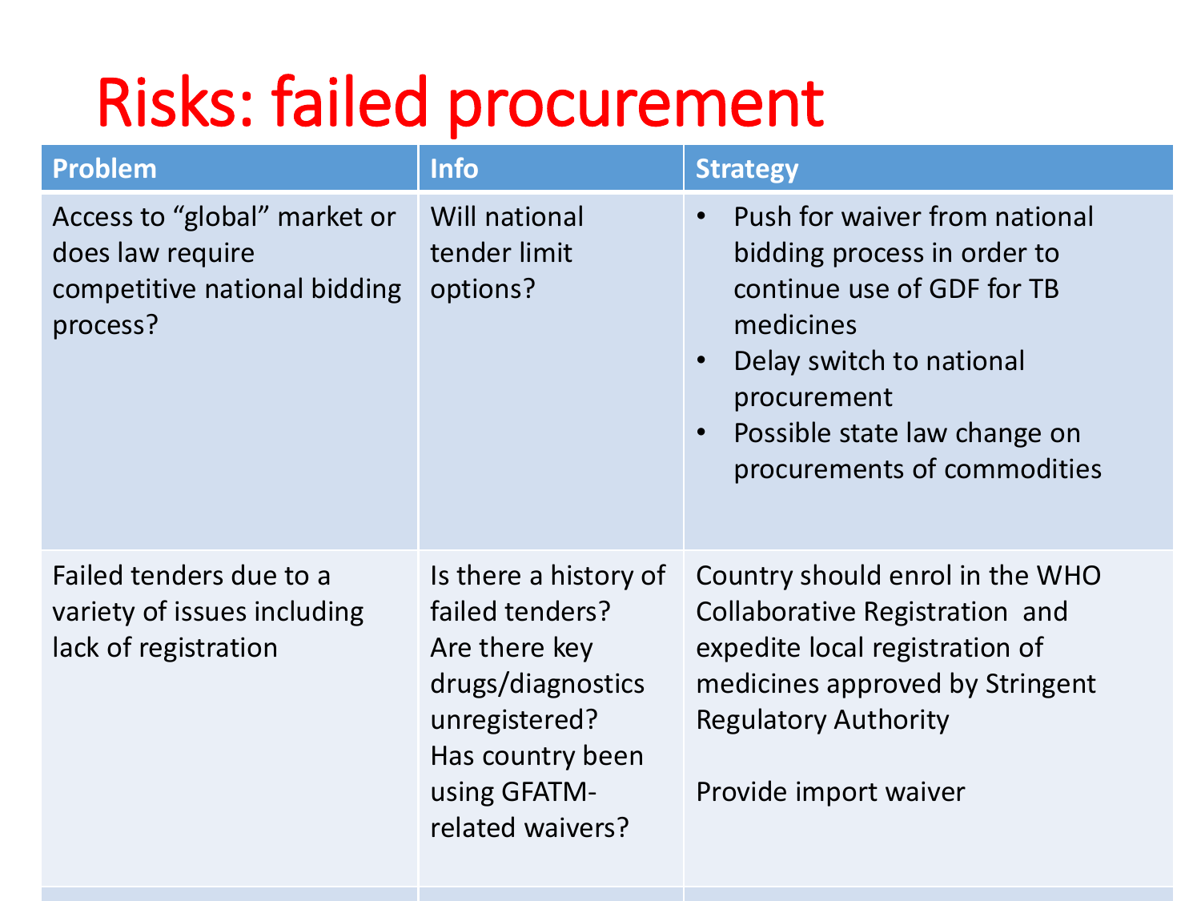# Risks: failed procurement

| Problem | Info | Strategy |
| --- | --- | --- |
| Access to "global" market or does law require competitive national bidding process? | Will national tender limit options? | • Push for waiver from national bidding process in order to continue use of GDF for TB medicines<br>• Delay switch to national procurement<br>• Possible state law change on procurements of commodities |
| Failed tenders due to a variety of issues including lack of registration | Is there a history of failed tenders? Are there key drugs/diagnostics unregistered? Has country been using GFATM-related waivers? | Country should enrol in the WHO Collaborative Registration and expedite local registration of medicines approved by Stringent Regulatory Authority<br><br>Provide import waiver |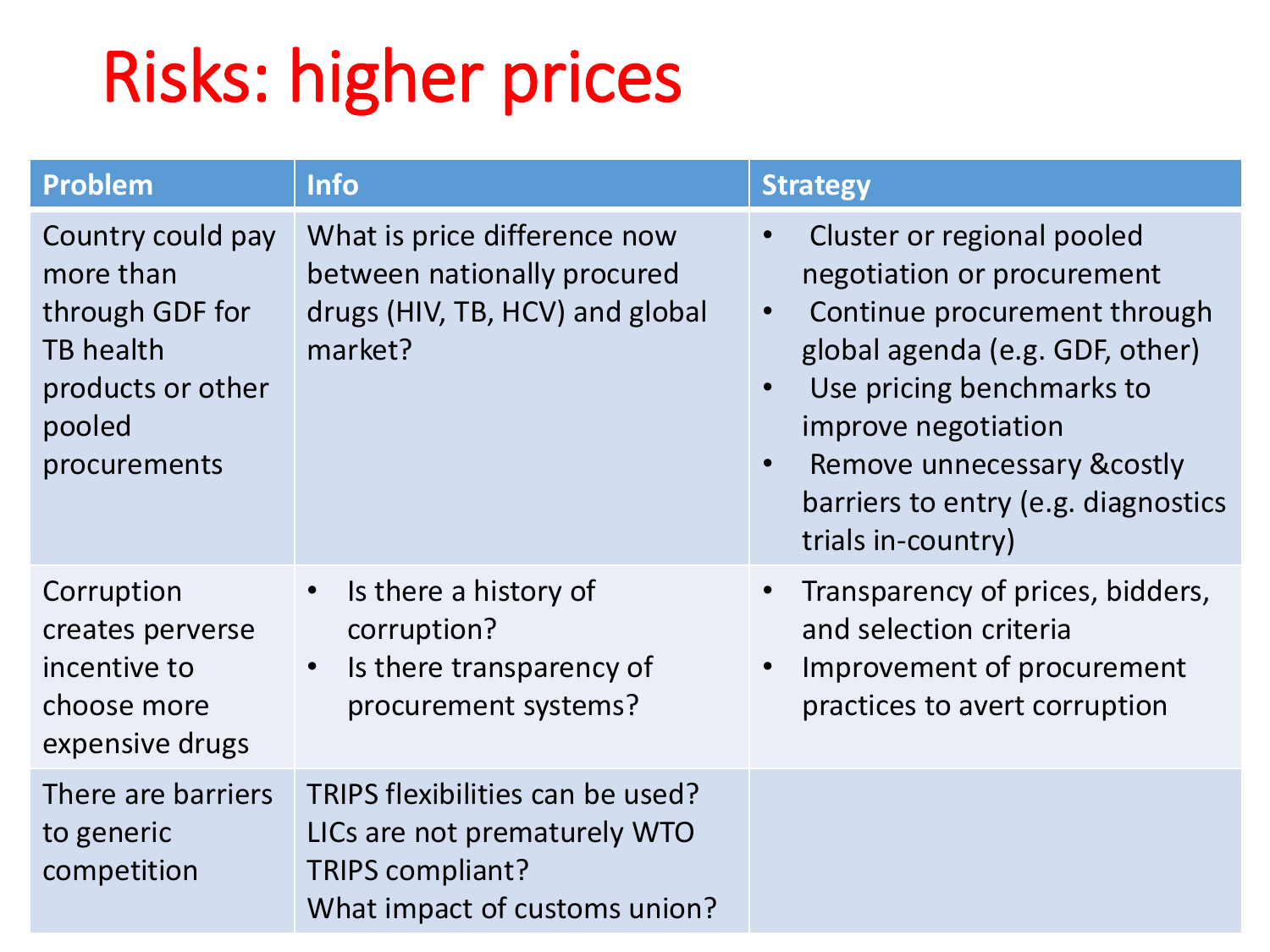# Risks: higher prices

| Problem | Info | Strategy |
| --- | --- | --- |
| Country could pay more than through GDF for TB health products or other pooled procurements | What is price difference now between nationally procured drugs (HIV, TB, HCV) and global market? | • Cluster or regional pooled negotiation or procurement<br>• Continue procurement through global agenda (e.g. GDF, other)<br>• Use pricing benchmarks to improve negotiation<br>• Remove unnecessary &costly barriers to entry (e.g. diagnostics trials in-country) |
| Corruption creates perverse incentive to choose more expensive drugs | • Is there a history of corruption?<br>• Is there transparency of procurement systems? | • Transparency of prices, bidders, and selection criteria<br>• Improvement of procurement practices to avert corruption |
| There are barriers to generic competition | TRIPS flexibilities can be used?<br>LICs are not prematurely WTO TRIPS compliant?<br>What impact of customs union? | |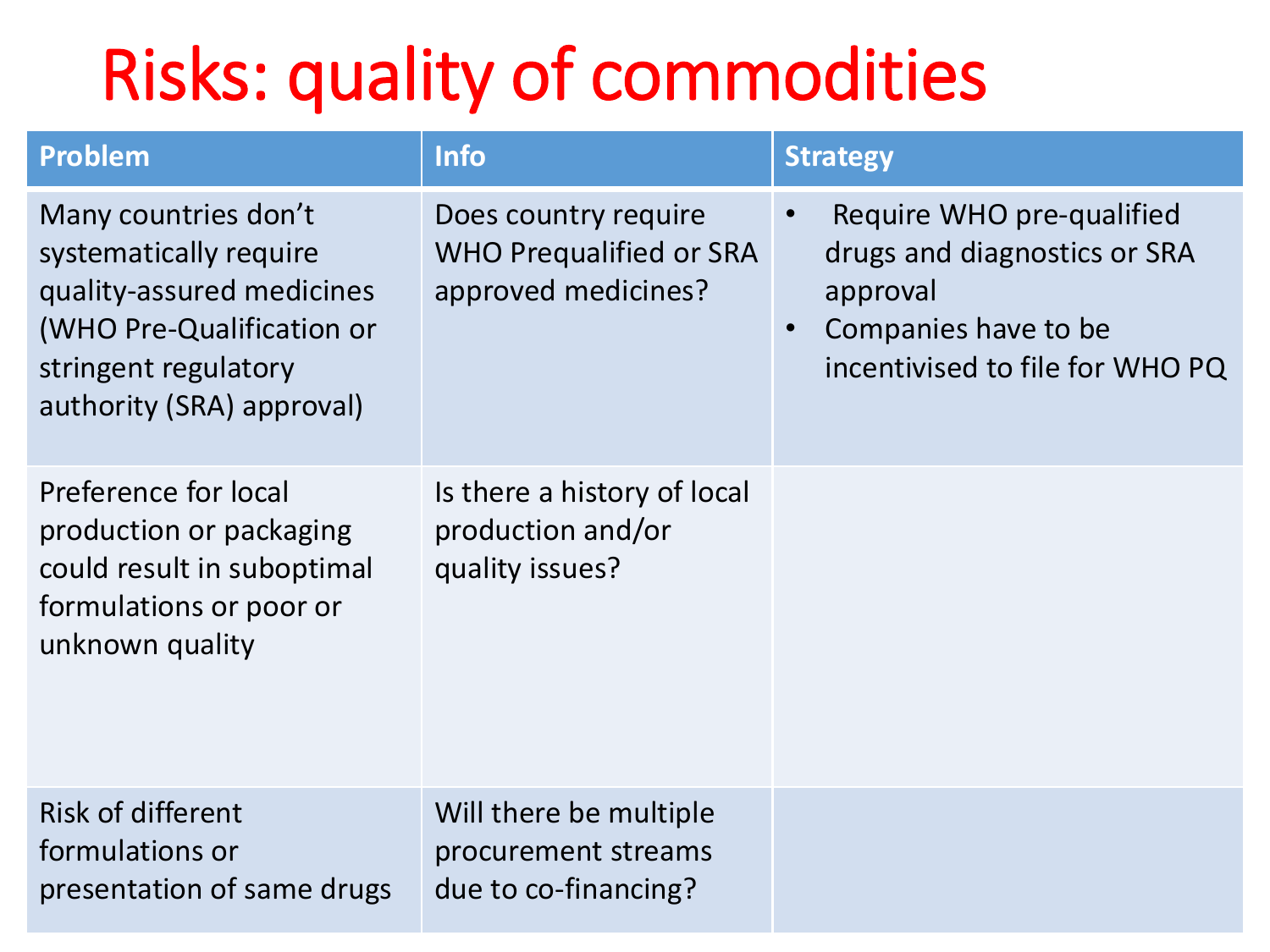# Risks: quality of commodities

| Problem | Info | Strategy |
| --- | --- | --- |
| Many countries don't systematically require quality-assured medicines (WHO Pre-Qualification or stringent regulatory authority (SRA) approval) | Does country require WHO Prequalified or SRA approved medicines? | • Require WHO pre-qualified drugs and diagnostics or SRA approval<br>• Companies have to be incentivised to file for WHO PQ |
| Preference for local production or packaging could result in suboptimal formulations or poor or unknown quality | Is there a history of local production and/or quality issues? | |
| Risk of different formulations or presentation of same drugs | Will there be multiple procurement streams due to co-financing? | |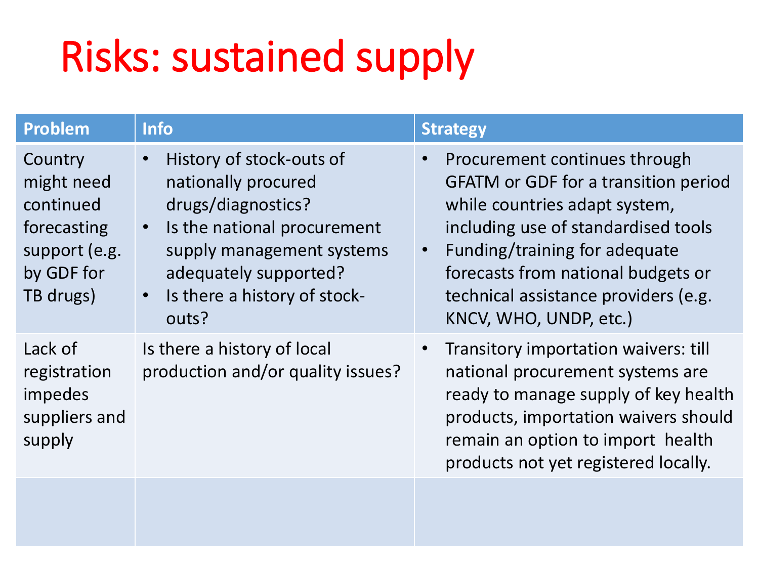# Risks: sustained supply

| Problem | Info | Strategy |
| --- | --- | --- |
| Country might need continued forecasting support (e.g. by GDF for TB drugs) | • History of stock-outs of nationally procured drugs/diagnostics?<br>• Is the national procurement supply management systems adequately supported?<br>• Is there a history of stock-outs? | • Procurement continues through GFATM or GDF for a transition period while countries adapt system, including use of standardised tools<br>• Funding/training for adequate forecasts from national budgets or technical assistance providers (e.g. KNCV, WHO, UNDP, etc.) |
| Lack of registration impedes suppliers and supply | Is there a history of local production and/or quality issues? | • Transitory importation waivers: till national procurement systems are ready to manage supply of key health products, importation waivers should remain an option to import health products not yet registered locally. |
| | | |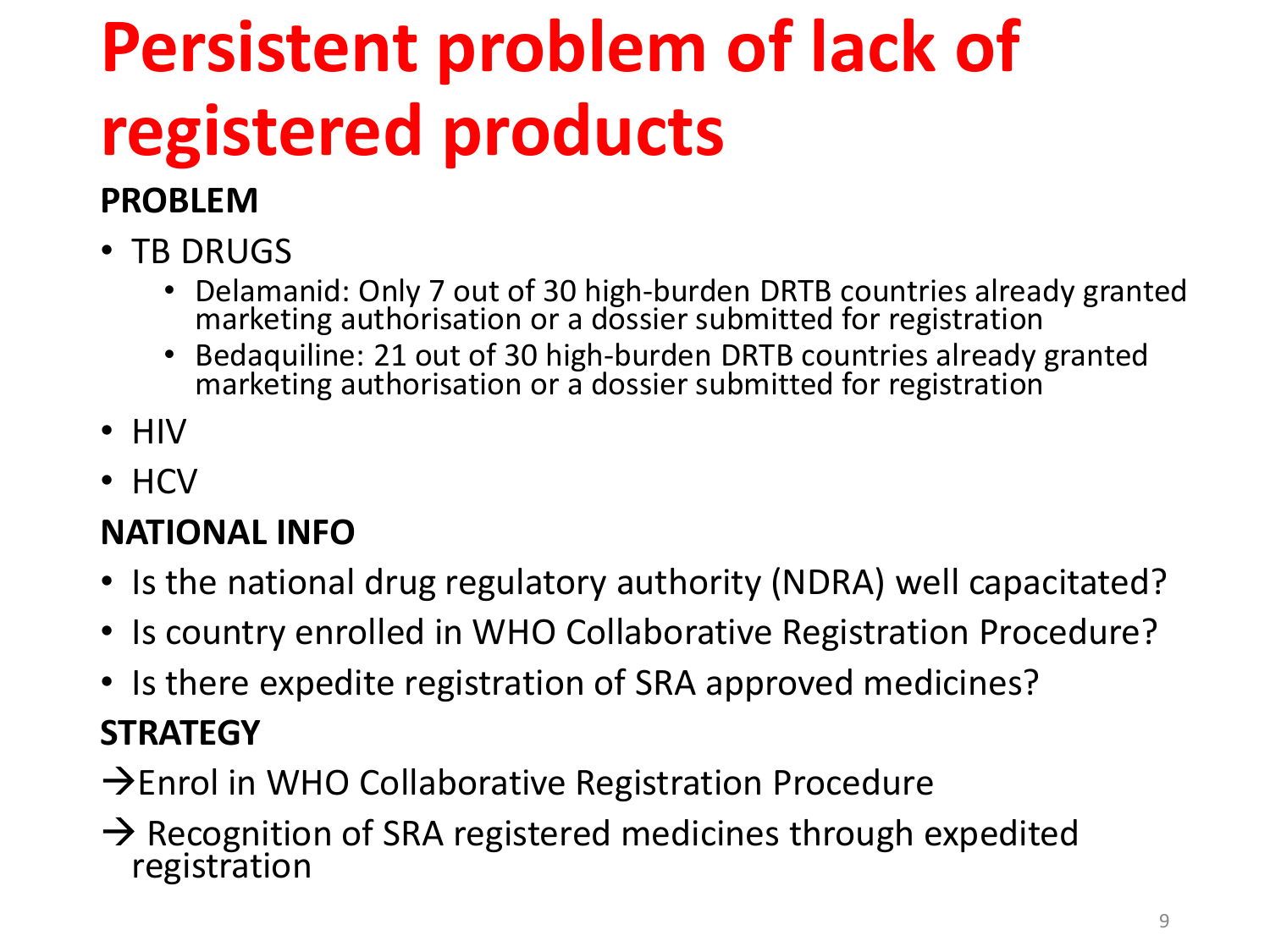# Persistent problem of lack of registered products

**PROBLEM**

- TB DRUGS
  - Delamanid: Only 7 out of 30 high-burden DRTB countries already granted marketing authorisation or a dossier submitted for registration
  - Bedaquiline: 21 out of 30 high-burden DRTB countries already granted marketing authorisation or a dossier submitted for registration
- HIV
- HCV

**NATIONAL INFO**

- Is the national drug regulatory authority (NDRA) well capacitated?
- Is country enrolled in WHO Collaborative Registration Procedure?
- Is there expedite registration of SRA approved medicines?

**STRATEGY**

→Enrol in WHO Collaborative Registration Procedure

→ Recognition of SRA registered medicines through expedited registration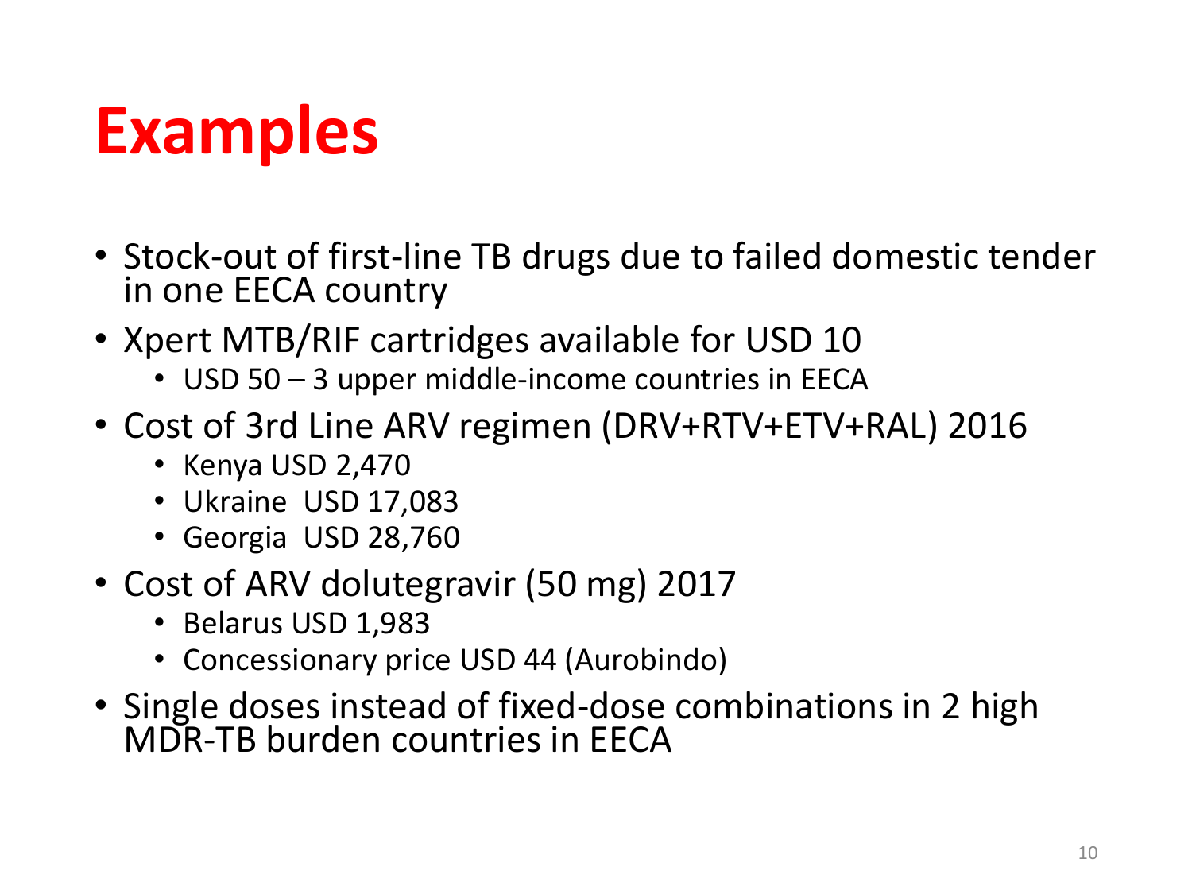# Examples

- Stock-out of first-line TB drugs due to failed domestic tender in one EECA country
- Xpert MTB/RIF cartridges available for USD 10
  - USD 50 – 3 upper middle-income countries in EECA
- Cost of 3rd Line ARV regimen (DRV+RTV+ETV+RAL) 2016
  - Kenya USD 2,470
  - Ukraine USD 17,083
  - Georgia USD 28,760
- Cost of ARV dolutegravir (50 mg) 2017
  - Belarus USD 1,983
  - Concessionary price USD 44 (Aurobindo)
- Single doses instead of fixed-dose combinations in 2 high MDR-TB burden countries in EECA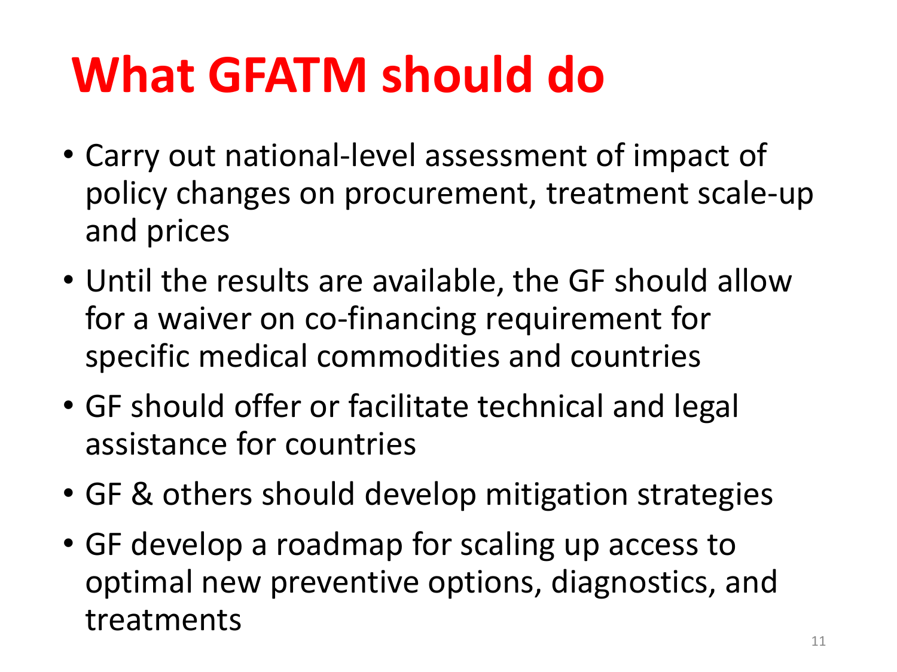# What GFATM should do

- Carry out national-level assessment of impact of policy changes on procurement, treatment scale-up and prices
- Until the results are available, the GF should allow for a waiver on co-financing requirement for specific medical commodities and countries
- GF should offer or facilitate technical and legal assistance for countries
- GF & others should develop mitigation strategies
- GF develop a roadmap for scaling up access to optimal new preventive options, diagnostics, and treatments